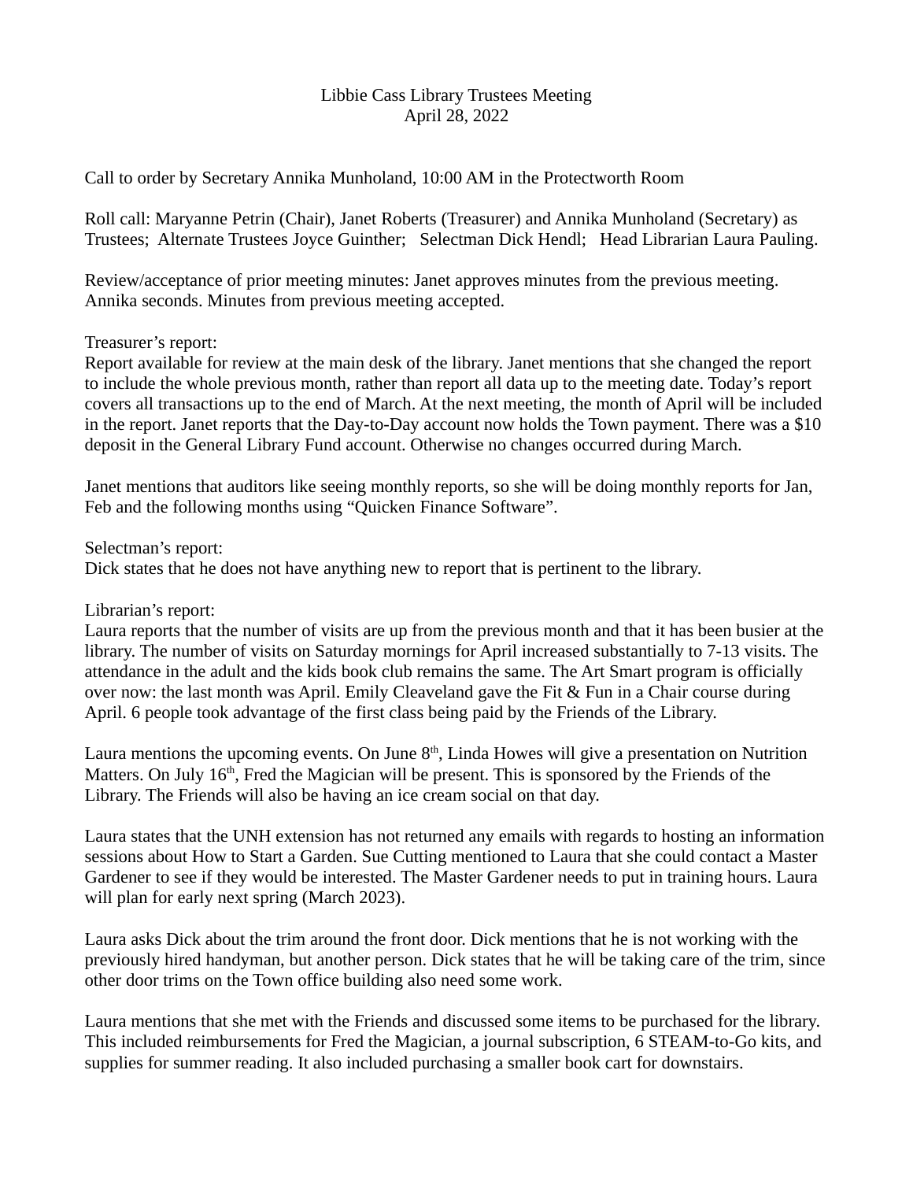# Libbie Cass Library Trustees Meeting
April 28, 2022

Call to order by Secretary Annika Munholand, 10:00 AM in the Protectworth Room

Roll call: Maryanne Petrin (Chair), Janet Roberts (Treasurer) and Annika Munholand (Secretary) as Trustees; Alternate Trustees Joyce Guinther; Selectman Dick Hendl; Head Librarian Laura Pauling.

Review/acceptance of prior meeting minutes: Janet approves minutes from the previous meeting. Annika seconds. Minutes from previous meeting accepted.

Treasurer's report:
Report available for review at the main desk of the library. Janet mentions that she changed the report to include the whole previous month, rather than report all data up to the meeting date. Today's report covers all transactions up to the end of March. At the next meeting, the month of April will be included in the report. Janet reports that the Day-to-Day account now holds the Town payment. There was a $10 deposit in the General Library Fund account. Otherwise no changes occurred during March.

Janet mentions that auditors like seeing monthly reports, so she will be doing monthly reports for Jan, Feb and the following months using "Quicken Finance Software".

Selectman's report:
Dick states that he does not have anything new to report that is pertinent to the library.

Librarian's report:
Laura reports that the number of visits are up from the previous month and that it has been busier at the library. The number of visits on Saturday mornings for April increased substantially to 7-13 visits. The attendance in the adult and the kids book club remains the same. The Art Smart program is officially over now: the last month was April. Emily Cleaveland gave the Fit & Fun in a Chair course during April. 6 people took advantage of the first class being paid by the Friends of the Library.

Laura mentions the upcoming events. On June 8th, Linda Howes will give a presentation on Nutrition Matters. On July 16th, Fred the Magician will be present. This is sponsored by the Friends of the Library. The Friends will also be having an ice cream social on that day.

Laura states that the UNH extension has not returned any emails with regards to hosting an information sessions about How to Start a Garden. Sue Cutting mentioned to Laura that she could contact a Master Gardener to see if they would be interested. The Master Gardener needs to put in training hours. Laura will plan for early next spring (March 2023).

Laura asks Dick about the trim around the front door. Dick mentions that he is not working with the previously hired handyman, but another person. Dick states that he will be taking care of the trim, since other door trims on the Town office building also need some work.

Laura mentions that she met with the Friends and discussed some items to be purchased for the library. This included reimbursements for Fred the Magician, a journal subscription, 6 STEAM-to-Go kits, and supplies for summer reading. It also included purchasing a smaller book cart for downstairs.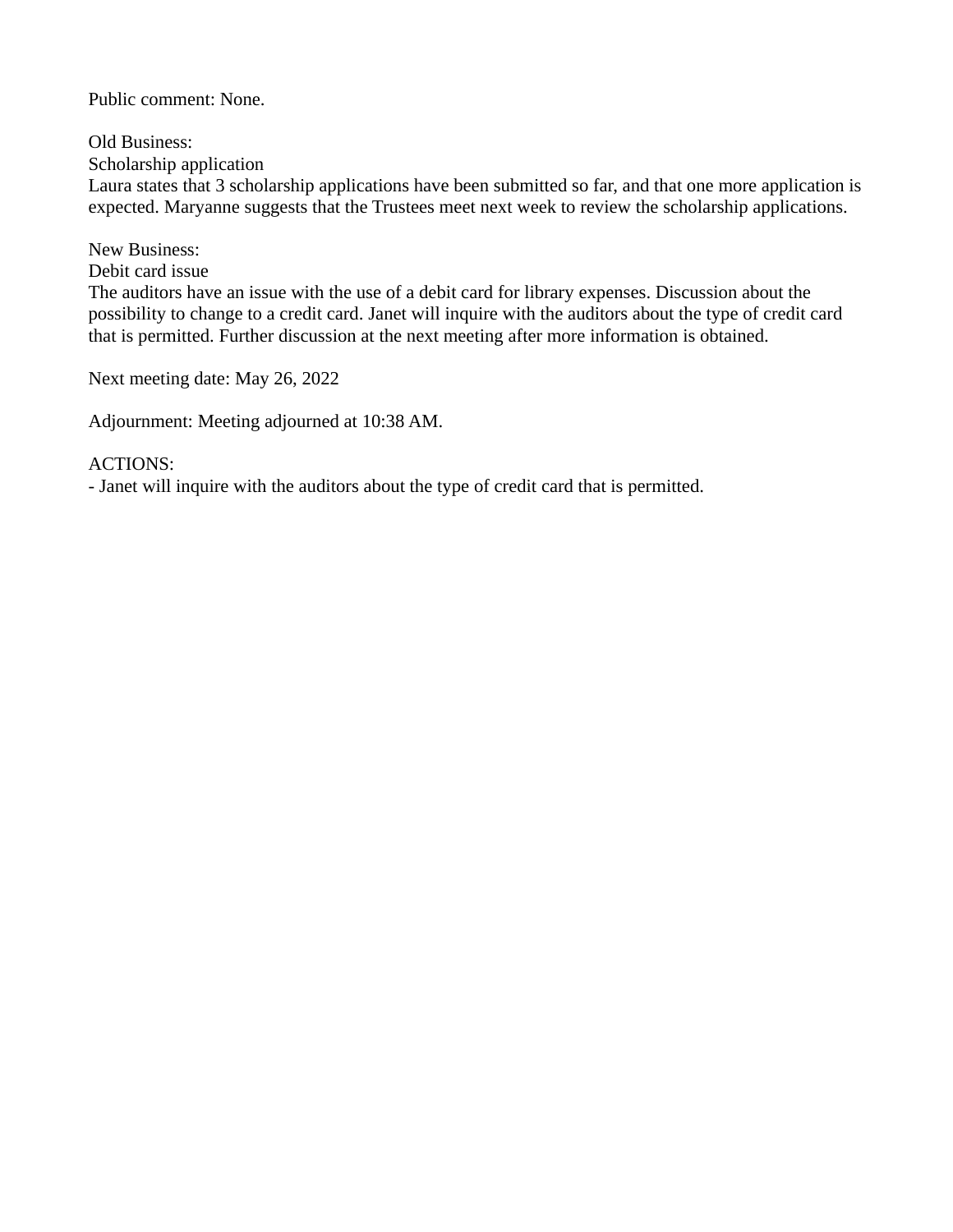Public comment: None.

Old Business:
Scholarship application
Laura states that 3 scholarship applications have been submitted so far, and that one more application is expected. Maryanne suggests that the Trustees meet next week to review the scholarship applications.

New Business:
Debit card issue
The auditors have an issue with the use of a debit card for library expenses. Discussion about the possibility to change to a credit card. Janet will inquire with the auditors about the type of credit card that is permitted. Further discussion at the next meeting after more information is obtained.

Next meeting date: May 26, 2022

Adjournment: Meeting adjourned at 10:38 AM.

ACTIONS:
- Janet will inquire with the auditors about the type of credit card that is permitted.